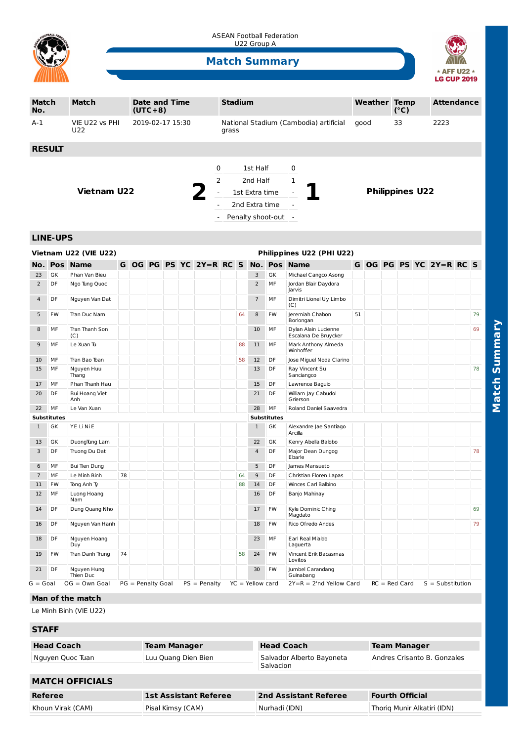ASEAN Football Federation
U22 Group A

# Match Summary

★ AFF U22 ★ LG CUP 2019

| Match No. | Match | Date and Time (UTC+8) | Stadium | Weather | Temp (°C) | Attendance |
|---|---|---|---|---|---|---|
| A-1 | VIE U22 vs PHI U22 | 2019-02-17 15:30 | National Stadium (Cambodia) artificial grass | good | 33 | 2223 |

## RESULT

| Vietnam U22 | 2 | | | | 1 | Philippines U22 |
|---|---|---|---|---|---|---|
| | | 0 | 1st Half | 0 | | |
| | | 2 | 2nd Half | 1 | | |
| | | - | 1st Extra time | - | | |
| | | - | 2nd Extra time | - | | |
| | | - | Penalty shoot-out | - | | |

## LINE-UPS

**Vietnam U22 (VIE U22)**

| No. | Pos | Name | G | OG | PG | PS | YC | 2Y=R | RC | S |
|---|---|---|---|---|---|---|---|---|---|---|
| 23 | GK | Phan Van Bieu | | | | | | | | |
| 2 | DF | Ngo Tung Quoc | | | | | | | | |
| 4 | DF | Nguyen Van Dat | | | | | | | | |
| 5 | FW | Tran Duc Nam | | | | | | | | 64 |
| 8 | MF | Tran Thanh Son (C) | | | | | | | | |
| 9 | MF | Le Xuan Tu | | | | | | | | 88 |
| 10 | MF | Tran Bao Toan | | | | | | | | 58 |
| 15 | MF | Nguyen Huu Thang | | | | | | | | |
| 17 | MF | Phan Thanh Hau | | | | | | | | |
| 20 | DF | Bui Hoang Viet Anh | | | | | | | | |
| 22 | MF | Le Van Xuan | | | | | | | | |
| **Substitutes** | | | | | | | | | | |
| 1 | GK | YE Li Ni E | | | | | | | | |
| 13 | GK | Duong Tung Lam | | | | | | | | |
| 3 | DF | Truong Du Dat | | | | | | | | |
| 6 | MF | Bui Tien Dung | | | | | | | | |
| 7 | MF | Le Minh Binh | 78 | | | | | | | 64 |
| 11 | FW | Tong Anh Ty | | | | | | | | 88 |
| 12 | MF | Luong Hoang Nam | | | | | | | | |
| 14 | DF | Dung Quang Nho | | | | | | | | |
| 16 | DF | Nguyen Van Hanh | | | | | | | | |
| 18 | DF | Nguyen Hoang Duy | | | | | | | | |
| 19 | FW | Tran Danh Trung | 74 | | | | | | | 58 |
| 21 | DF | Nguyen Hung Thien Duc | | | | | | | | |

**Philippines U22 (PHI U22)**

| No. | Pos | Name | G | OG | PG | PS | YC | 2Y=R | RC | S |
|---|---|---|---|---|---|---|---|---|---|---|
| 3 | GK | Michael Cangco Asong | | | | | | | | |
| 2 | MF | Jordan Blair Daydora Jarvis | | | | | | | | |
| 7 | MF | Dimitri Lionel Uy Limbo (C) | | | | | | | | |
| 8 | FW | Jeremiah Chabon Borlongan | 51 | | | | | | | 79 |
| 10 | MF | Dylan Alain Lucienne Escalana De Bruycker | | | | | | | | 69 |
| 11 | MF | Mark Anthony Almeda Winhoffer | | | | | | | | |
| 12 | DF | Jose Miguel Noda Clarino | | | | | | | | |
| 13 | DF | Ray Vincent Su Sanciangco | | | | | | | | 78 |
| 15 | DF | Lawrence Baguio | | | | | | | | |
| 21 | DF | William Jay Cabudol Grierson | | | | | | | | |
| 28 | MF | Roland Daniel Saavedra | | | | | | | | |
| **Substitutes** | | | | | | | | | | |
| 1 | GK | Alexandre Jae Santiago Arcilla | | | | | | | | |
| 22 | GK | Kenry Abella Balobo | | | | | | | | |
| 4 | DF | Major Dean Dungog Ebarle | | | | | | | | 78 |
| 5 | DF | James Mansueto | | | | | | | | |
| 9 | DF | Christian Floren Lapas | | | | | | | | |
| 14 | DF | Winces Carl Balbino | | | | | | | | |
| 16 | DF | Banjo Mahinay | | | | | | | | |
| 17 | FW | Kyle Dominic Ching Magdato | | | | | | | | 69 |
| 18 | FW | Rico Ofredo Andes | | | | | | | | 79 |
| 23 | MF | Earl Real Mialdo Laguerta | | | | | | | | |
| 24 | FW | Vincent Erik Bacasmas Lovitos | | | | | | | | |
| 30 | FW | Jumbel Carandang Guinabang | | | | | | | | |

G = Goal OG = Own Goal PG = Penalty Goal PS = Penalty YC = Yellow card 2Y=R = 2'nd Yellow Card RC = Red Card S = Substitution

**Man of the match**

Le Minh Binh (VIE U22)

## STAFF

| Head Coach | Team Manager | Head Coach | Team Manager |
|---|---|---|---|
| Nguyen Quoc Tuan | Luu Quang Dien Bien | Salvador Alberto Bayoneta Salvacion | Andres Crisanto B. Gonzales |

## MATCH OFFICIALS

| Referee | 1st Assistant Referee | 2nd Assistant Referee | Fourth Official |
|---|---|---|---|
| Khoun Virak (CAM) | Pisal Kimsy (CAM) | Nurhadi (IDN) | Thoriq Munir Alkatiri (IDN) |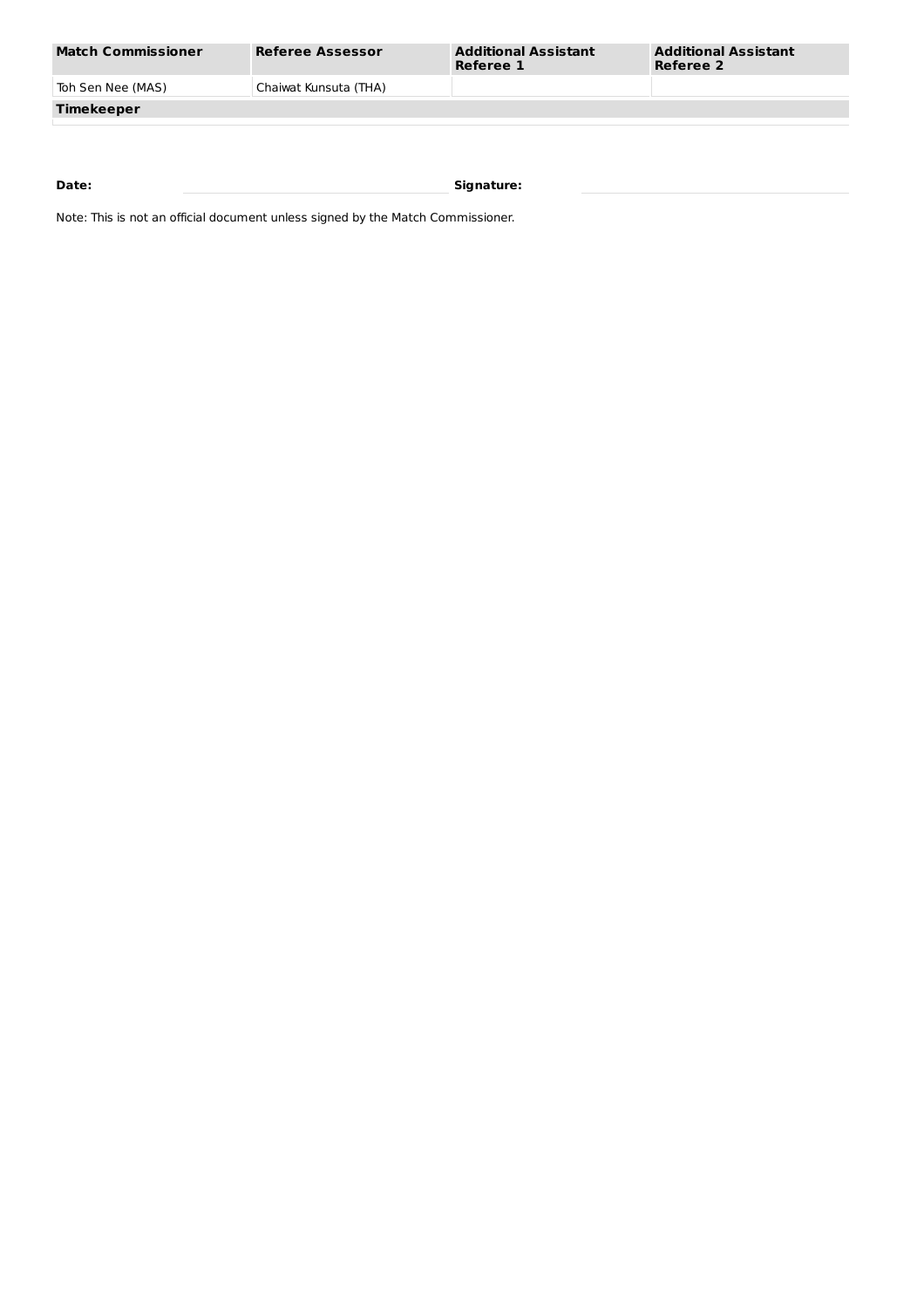| Match Commissioner | Referee Assessor | Additional Assistant Referee 1 | Additional Assistant Referee 2 |
|---|---|---|---|
| Toh Sen Nee (MAS) | Chaiwat Kunsuta (THA) | | |

| Timekeeper |
|---|
| |

**Date:** **Signature:**

Note: This is not an official document unless signed by the Match Commissioner.